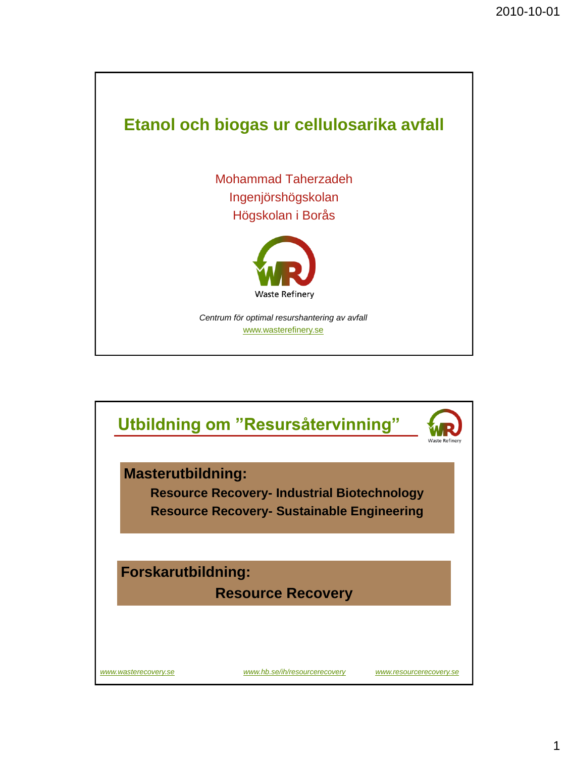# Etanol och biogas ur cellulosarika avfall

Mohammad Taherzadeh
Ingenjörshögskolan
Högskolan i Borås

Waste Refinery

*Centrum för optimal resurshantering av avfall*
www.wasterefinery.se

## Utbildning om ”Resursåtervinning”

**Masterutbildning:**

**Resource Recovery- Industrial Biotechnology**
**Resource Recovery- Sustainable Engineering**

**Forskarutbildning:**

**Resource Recovery**

*www.wasterecovery.se* *www.hb.se/ih/resourcerecovery* *www.resourcerecovery.se*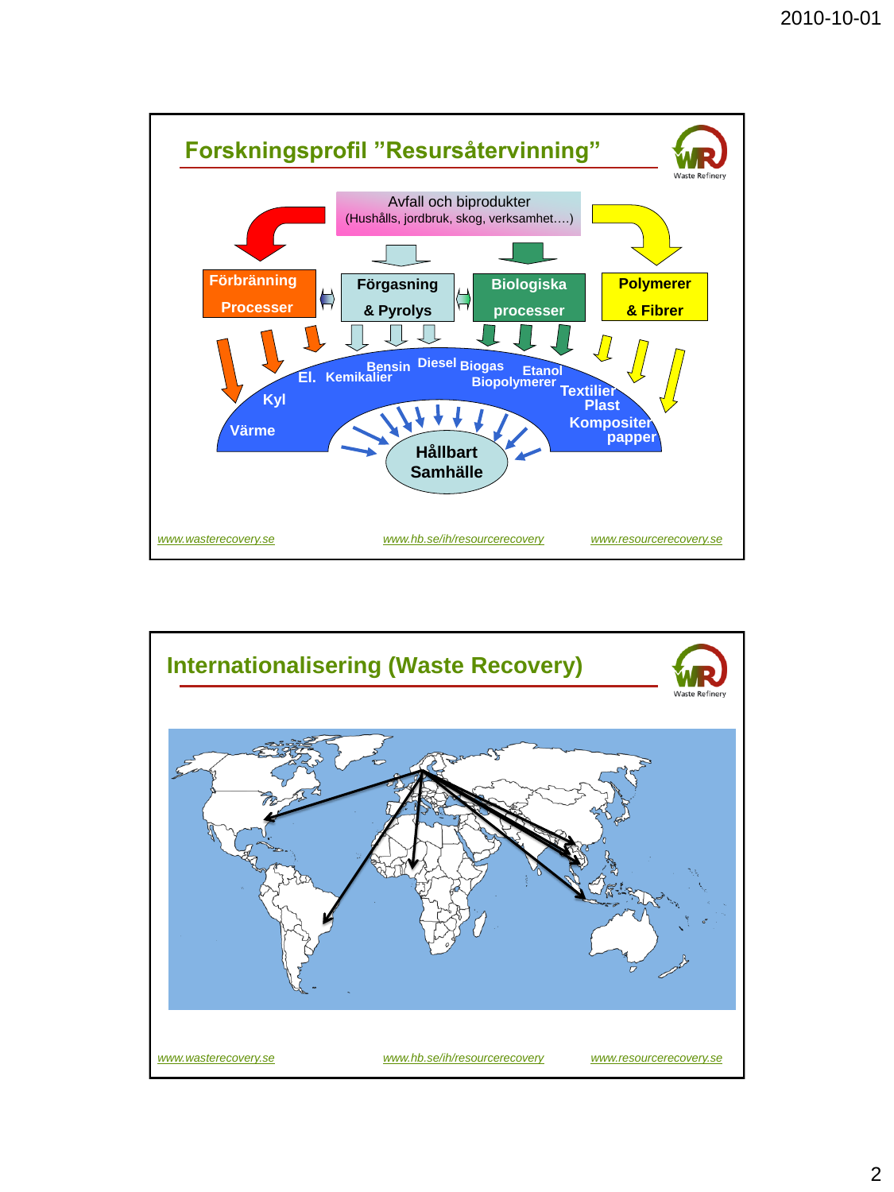## Forskningsprofil ”Resursåtervinning”

Avfall och biprodukter
(Hushålls, jordbruk, skog, verksamhet….)

Förbränning Processer

Förgasning & Pyrolys

Biologiska processer

Polymerer & Fibrer

El. Kemikalier Bensin Diesel Biogas Etanol Biopolymerer Textilier Plast Kompositer papper

Kyl

Värme

Hållbart Samhälle

www.wasterecovery.se www.hb.se/ih/resourcerecovery www.resourcerecovery.se

## Internationalisering (Waste Recovery)

www.wasterecovery.se www.hb.se/ih/resourcerecovery www.resourcerecovery.se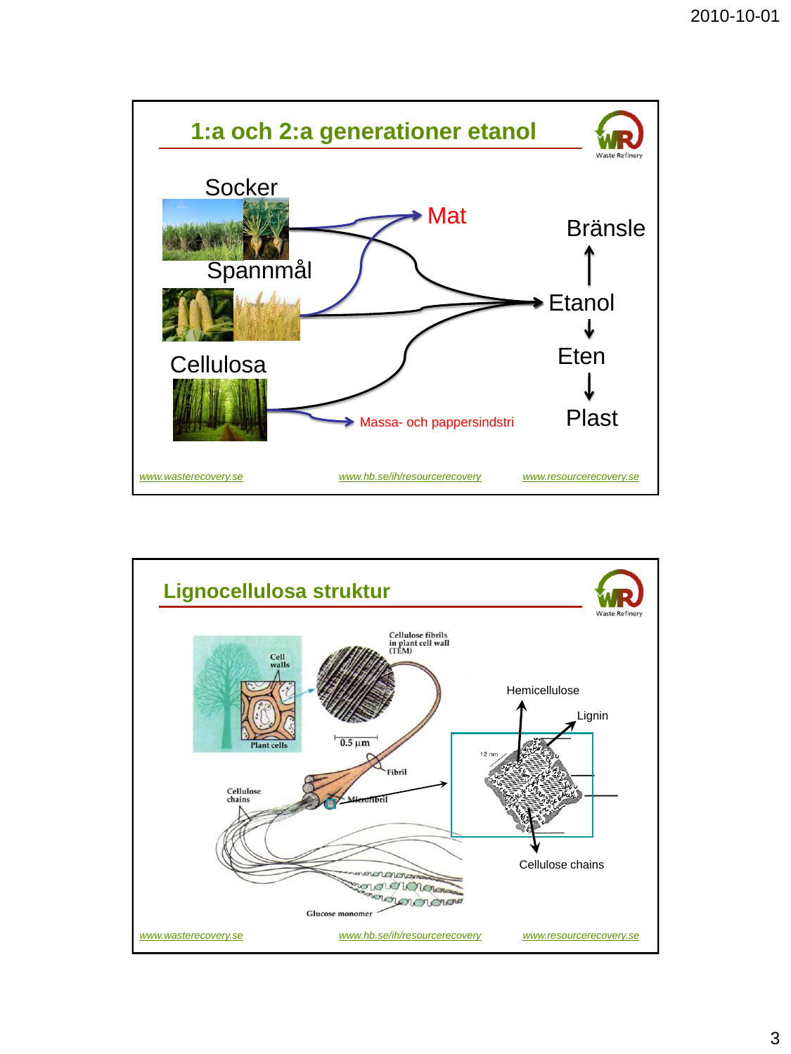## 1:a och 2:a generationer etanol

Socker

Spannmål

Cellulosa

Mat

Massa- och pappersindstri

Bränsle

Etanol

Eten

Plast

www.wasterecovery.se www.hb.se/ih/resourcerecovery www.resourcerecovery.se

## Lignocellulosa struktur

Cell walls

Plant cells

Cellulose fibrils in plant cell wall (TEM)

0.5 µm

Fibril

Cellulose chains

Microfibril

Glucose monomer

Hemicellulose

Lignin

12 nm

Cellulose chains

www.wasterecovery.se www.hb.se/ih/resourcerecovery www.resourcerecovery.se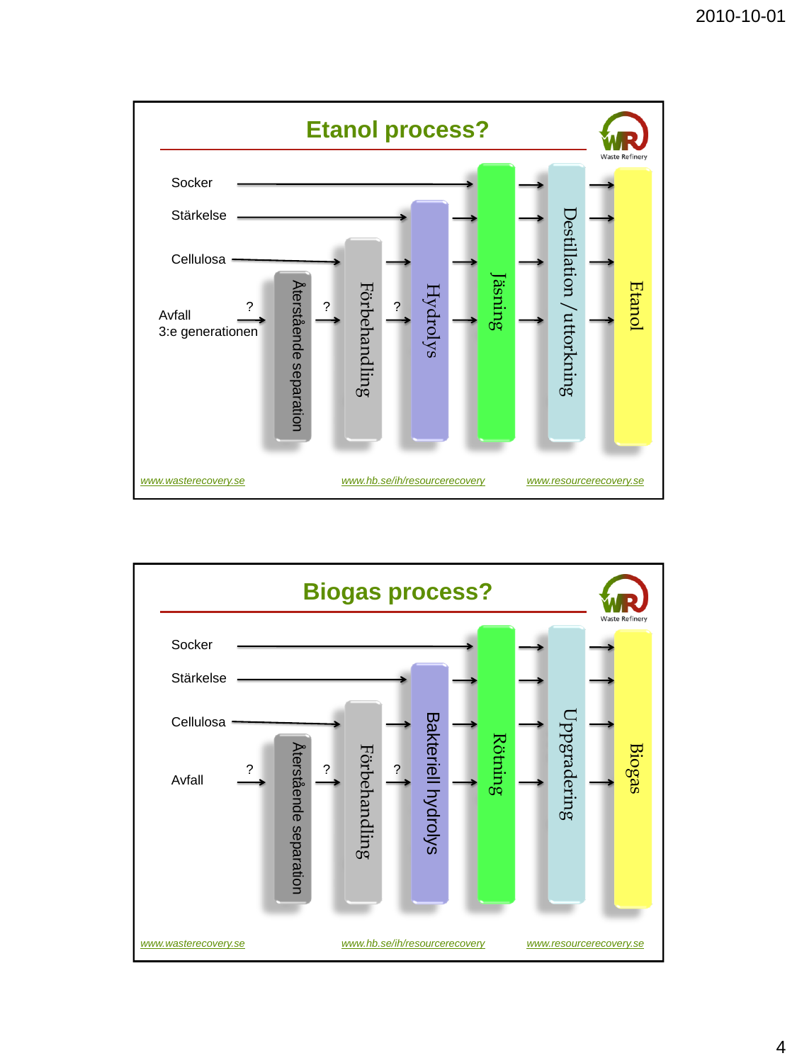## Etanol process?

Socker

Stärkelse

Cellulosa

Avfall
3:e generationen

?

Återstående separation

?

Förbehandling

?

Hydrolys

Jäsning

Destillation / uttorkning

Etanol

www.wasterecovery.se www.hb.se/ih/resourcerecovery www.resourcerecovery.se

## Biogas process?

Socker

Stärkelse

Cellulosa

Avfall

?

Återstående separation

?

Förbehandling

?

Bakteriell hydrolys

Rötning

Uppgradering

Biogas

www.wasterecovery.se www.hb.se/ih/resourcerecovery www.resourcerecovery.se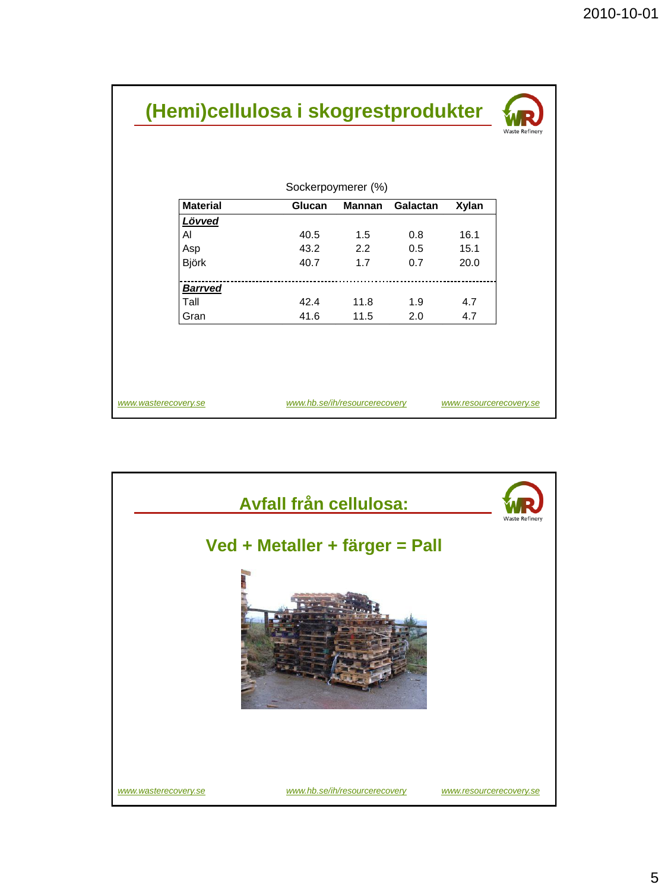## (Hemi)cellulosa i skogrestprodukter

Sockerpoymerer (%)

| Material | Glucan | Mannan | Galactan | Xylan |
|---|---|---|---|---|
| ***Lövved*** | | | | |
| Al | 40.5 | 1.5 | 0.8 | 16.1 |
| Asp | 43.2 | 2.2 | 0.5 | 15.1 |
| Björk | 40.7 | 1.7 | 0.7 | 20.0 |
| ***Barrved*** | | | | |
| Tall | 42.4 | 11.8 | 1.9 | 4.7 |
| Gran | 41.6 | 11.5 | 2.0 | 4.7 |

www.wasterecovery.se www.hb.se/ih/resourcerecovery www.resourcerecovery.se

## Avfall från cellulosa:

### Ved + Metaller + färger = Pall

www.wasterecovery.se www.hb.se/ih/resourcerecovery www.resourcerecovery.se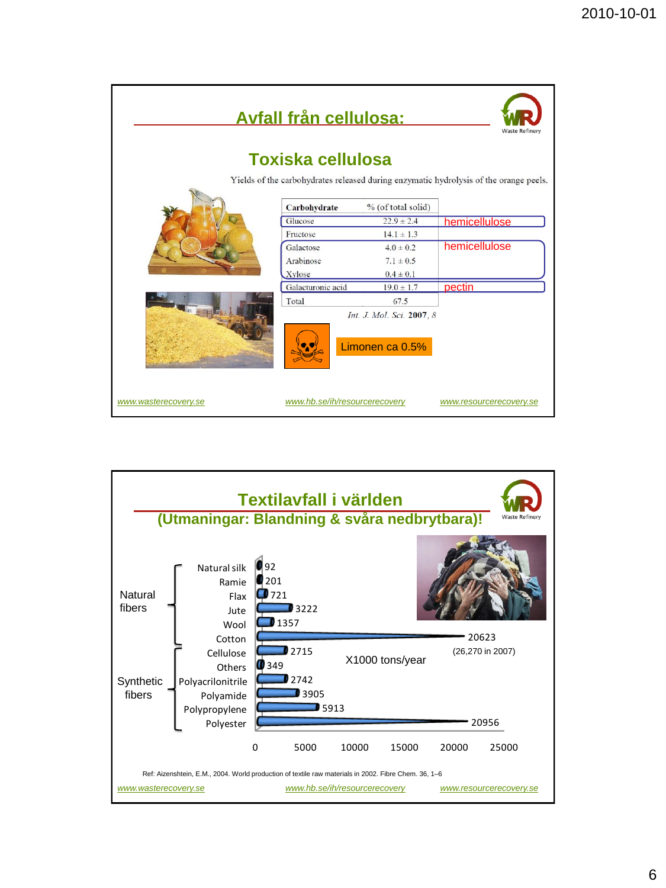## Avfall från cellulosa:

### Toxiska cellulosa

Yields of the carbohydrates released during enzymatic hydrolysis of the orange peels.

| Carbohydrate | % (of total solid) | |
|---|---|---|
| Glucose | 22.9 ± 2.4 | hemicellulose |
| Fructose | 14.1 ± 1.3 | |
| Galactose | 4.0 ± 0.2 | hemicellulose |
| Arabinose | 7.1 ± 0.5 | |
| Xylose | 0.4 ± 0.1 | |
| Galacturonic acid | 19.0 ± 1.7 | pectin |
| Total | 67.5 | |

*Int. J. Mol. Sci.* **2007**, *8*

Limonen ca 0.5%

www.wasterecovery.se www.hb.se/ih/resourcerecovery www.resourcerecovery.se

## Textilavfall i världen

### (Utmaningar: Blandning & svåra nedbrytbara)!

X1000 tons/year

| Group | Fiber | X1000 tons/year |
|---|---|---|
| Natural fibers | Natural silk | 92 |
| | Ramie | 201 |
| | Flax | 721 |
| | Jute | 3222 |
| | Wool | 1357 |
| | Cotton | 20623 (26,270 in 2007) |
| Synthetic fibers | Cellulose | 2715 |
| | Others | 349 |
| | Polyacrilonitrile | 2742 |
| | Polyamide | 3905 |
| | Polypropylene | 5913 |
| | Polyester | 20956 |

Ref: Aizenshtein, E.M., 2004. World production of textile raw materials in 2002. Fibre Chem. 36, 1–6

www.wasterecovery.se www.hb.se/ih/resourcerecovery www.resourcerecovery.se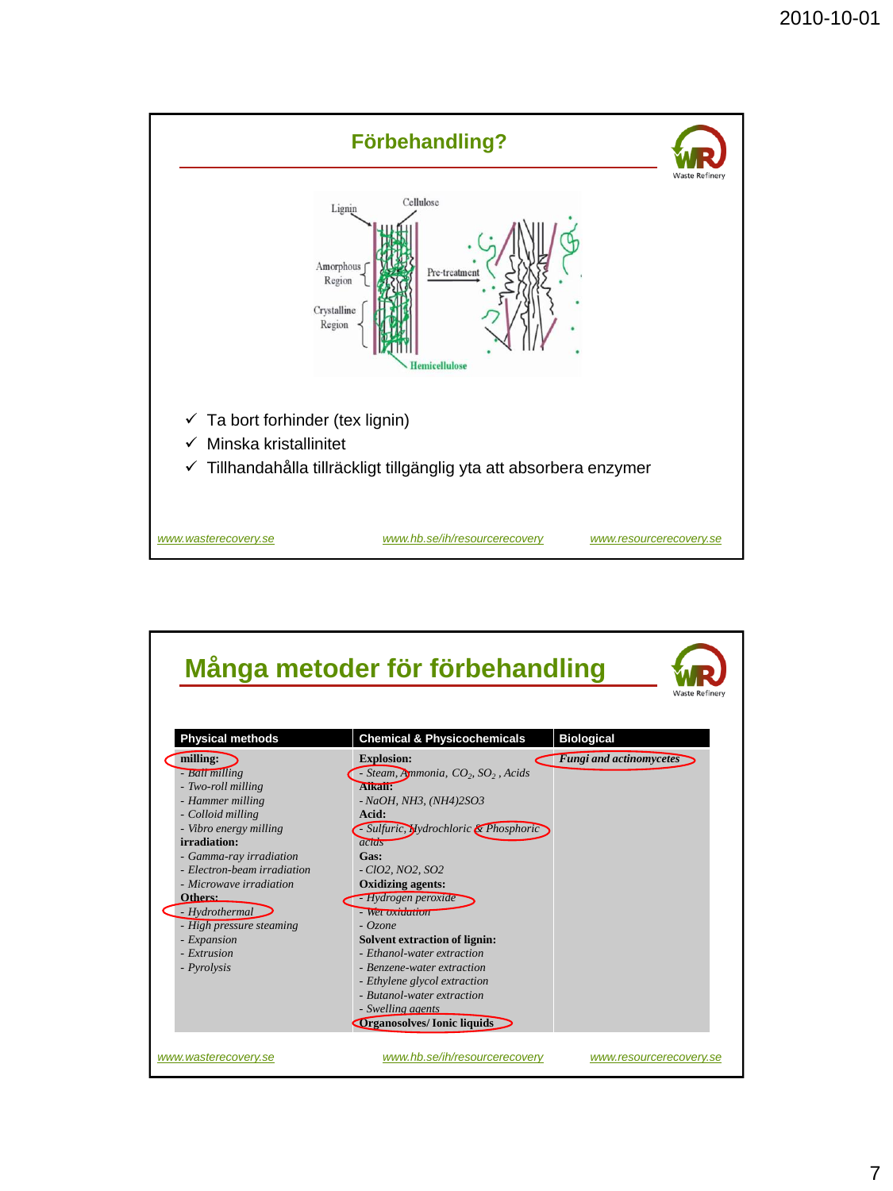## Förbehandling?

Lignin, Cellulose, Amorphous Region, Crystalline Region, Pre-treatment, Hemicellulose

- ✓ Ta bort forhinder (tex lignin)
- ✓ Minska kristallinitet
- ✓ Tillhandahålla tillräckligt tillgänglig yta att absorbera enzymer

www.wasterecovery.se www.hb.se/ih/resourcerecovery www.resourcerecovery.se

## Många metoder för förbehandling

| Physical methods | Chemical & Physicochemicals | Biological |
|---|---|---|
| **milling:**<br>- *Ball milling*<br>- *Two-roll milling*<br>- *Hammer milling*<br>- *Colloid milling*<br>- *Vibro energy milling*<br>**irradiation:**<br>- *Gamma-ray irradiation*<br>- *Electron-beam irradiation*<br>- *Microwave irradiation*<br>**Others:**<br>- *Hydrothermal*<br>- *High pressure steaming*<br>- *Expansion*<br>- *Extrusion*<br>- *Pyrolysis* | **Explosion:**<br>- *Steam, Ammonia, $CO_2$, $SO_2$, Acids*<br>**Alkali:**<br>- *NaOH, NH3, (NH4)2SO3*<br>**Acid:**<br>- *Sulfuric, Hydrochloric & Phosphoric acids*<br>**Gas:**<br>- *ClO2, NO2, SO2*<br>**Oxidizing agents:**<br>- *Hydrogen peroxide*<br>- *Wet oxidation*<br>- *Ozone*<br>**Solvent extraction of lignin:**<br>- *Ethanol-water extraction*<br>- *Benzene-water extraction*<br>- *Ethylene glycol extraction*<br>- *Butanol-water extraction*<br>- *Swelling agents*<br>**Organosolves/ Ionic liquids** | ***Fungi and actinomycetes*** |

www.wasterecovery.se www.hb.se/ih/resourcerecovery www.resourcerecovery.se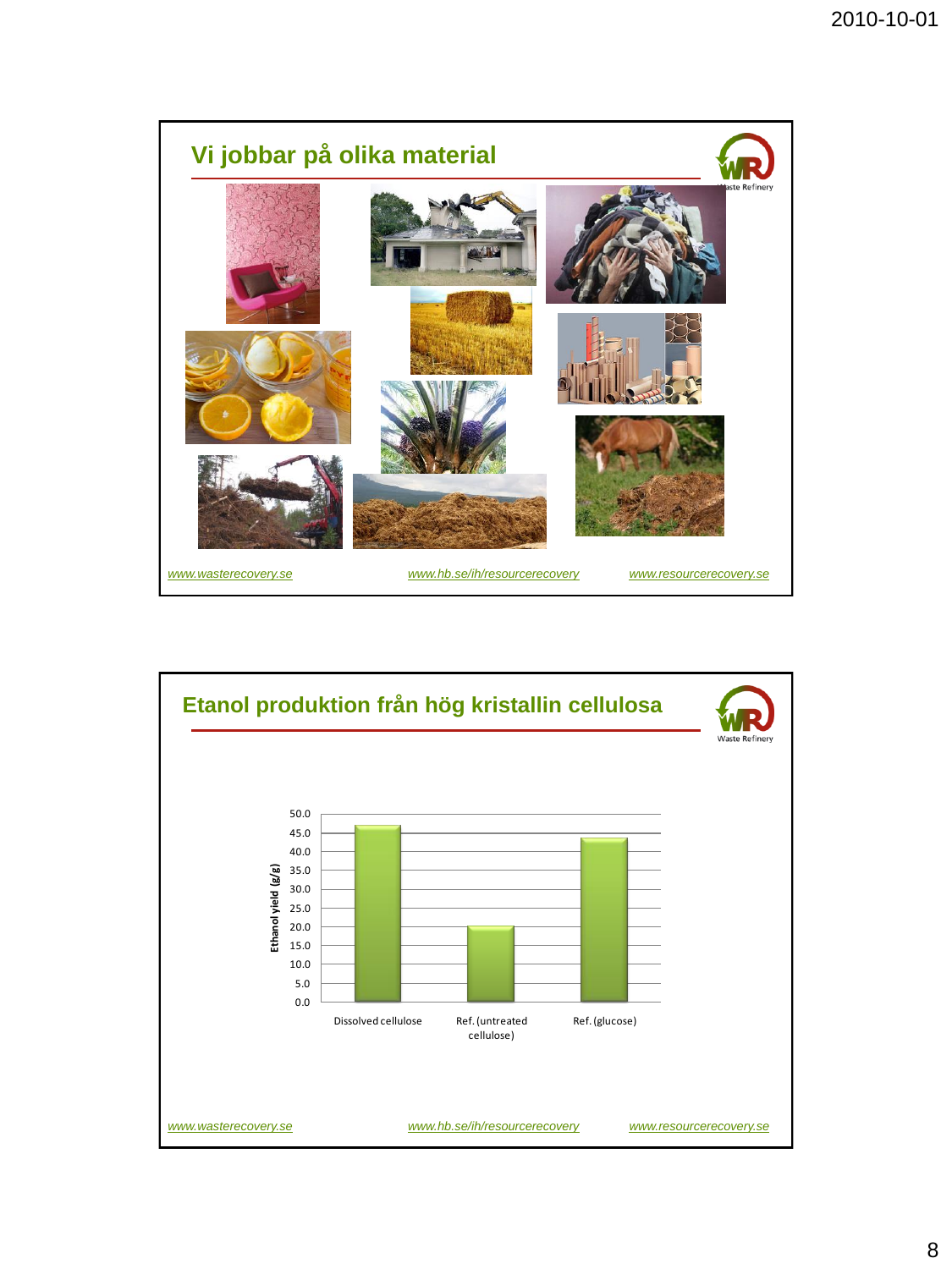## Vi jobbar på olika material

www.wasterecovery.se www.hb.se/ih/resourcerecovery www.resourcerecovery.se

## Etanol produktion från hög kristallin cellulosa

| | Ethanol yield (g/g) |
|---|---|
| Dissolved cellulose | ~47 |
| Ref. (untreated cellulose) | ~20 |
| Ref. (glucose) | ~44 |

www.wasterecovery.se www.hb.se/ih/resourcerecovery www.resourcerecovery.se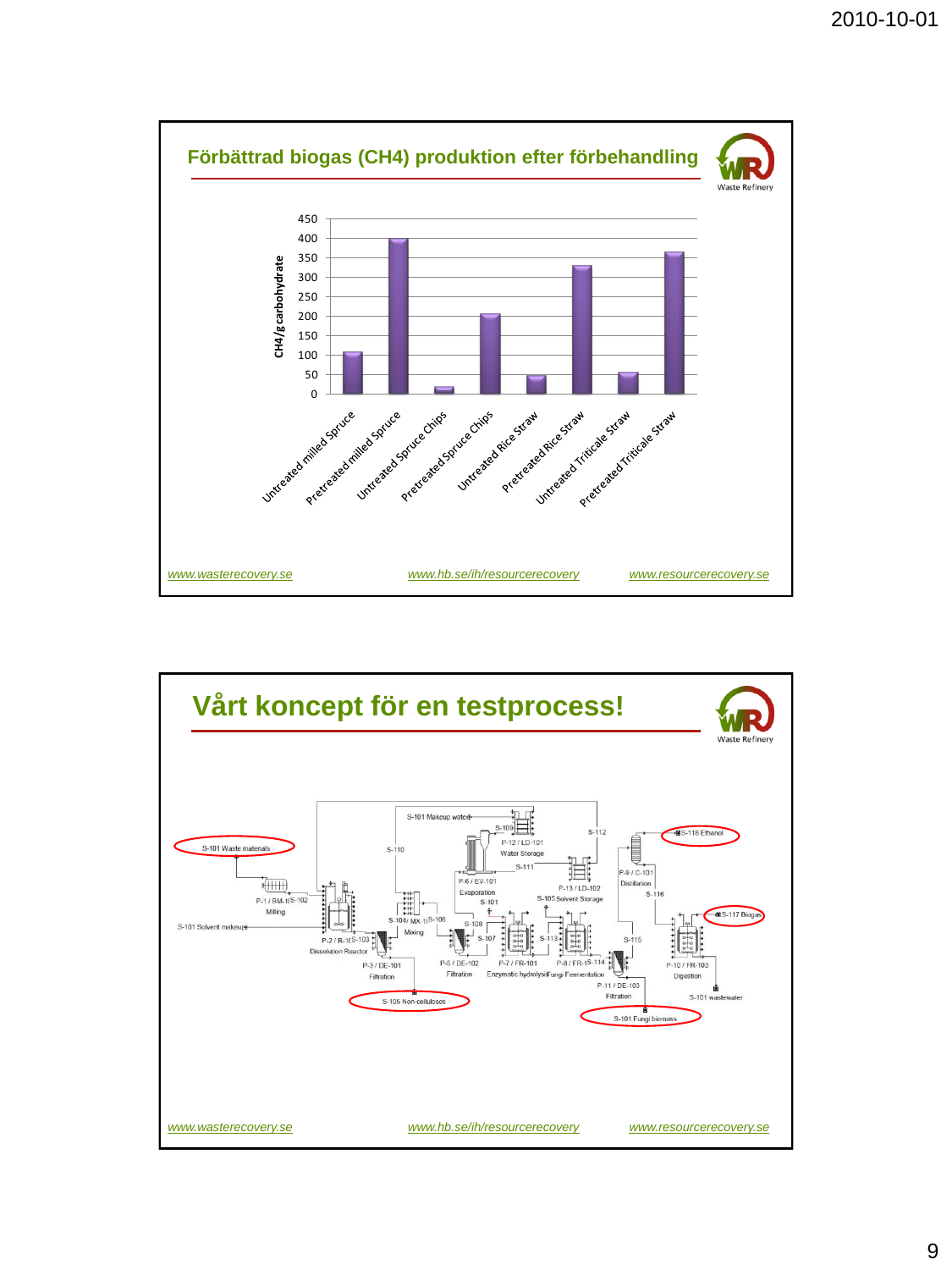## Förbättrad biogas ($CH_4$) produktion efter förbehandling

| | $CH_4$/g carbohydrate |
|---|---|
| Untreated milled Spruce | 110 |
| Pretreated milled Spruce | 400 |
| Untreated Spruce Chips | 20 |
| Pretreated Spruce Chips | 205 |
| Untreated Rice Straw | 48 |
| Pretreated Rice Straw | 330 |
| Untreated Triticale Straw | 55 |
| Pretreated Triticale Straw | 365 |

www.wasterecovery.se www.hb.se/ih/resourcerecovery www.resourcerecovery.se

## Vårt koncept för en testprocess!

S-101 Waste materials · P-1 / BM-101 Milling · S-101 Solvent makeup · P-2 / R-101 Dissolution Reactor · P-3 / DE-101 Filtration · S-105 Non-celluloses · S-104 / MX-101 Mixing · S-110 · S-101 Makeup water · S-109 · P-12 / LD-101 Water Storage · S-111 · P-6 / EV-101 Evaporation · S-101 · S-108 · P-5 / DE-102 Filtration · S-107 · P-7 / FR-101 Enzymatic hydrolysis · S-113 · P-8 / FR-102 Fungi Fermentation · S-114 · P-13 / LD-102 · S-105 Solvent Storage · S-112 · P-9 / C-101 Distillation · S-118 Ethanol · S-116 · S-115 · P-11 / DE-103 Filtration · S-101 Fungi biomass · P-10 / FR-103 Digestion · S-117 Biogas · S-101 wastewater

www.wasterecovery.se www.hb.se/ih/resourcerecovery www.resourcerecovery.se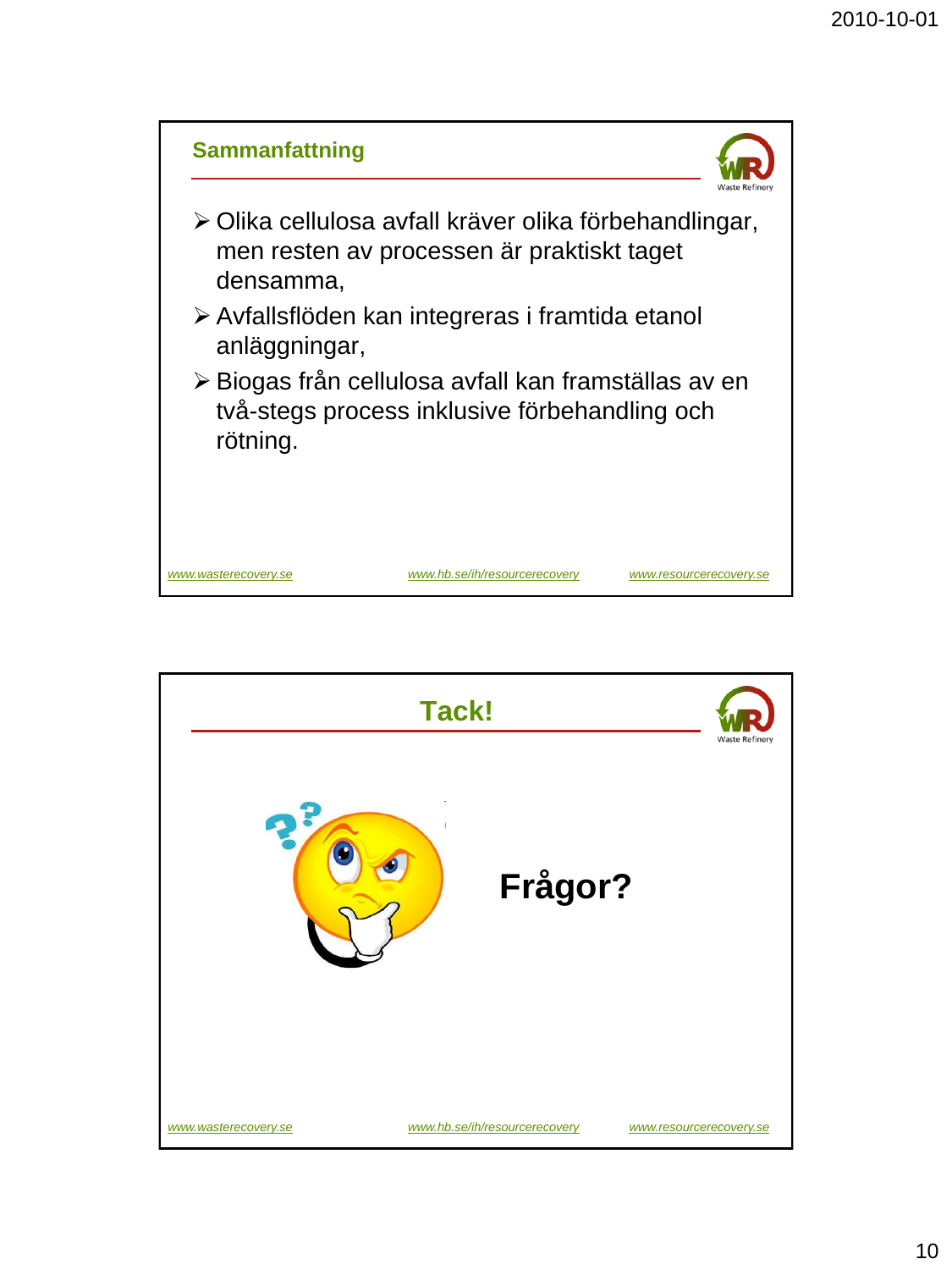## Sammanfattning

- Olika cellulosa avfall kräver olika förbehandlingar, men resten av processen är praktiskt taget densamma,
- Avfallsflöden kan integreras i framtida etanol anläggningar,
- Biogas från cellulosa avfall kan framställas av en två-stegs process inklusive förbehandling och rötning.

www.wasterecovery.se www.hb.se/ih/resourcerecovery www.resourcerecovery.se

## Tack!

**Frågor?**

www.wasterecovery.se www.hb.se/ih/resourcerecovery www.resourcerecovery.se